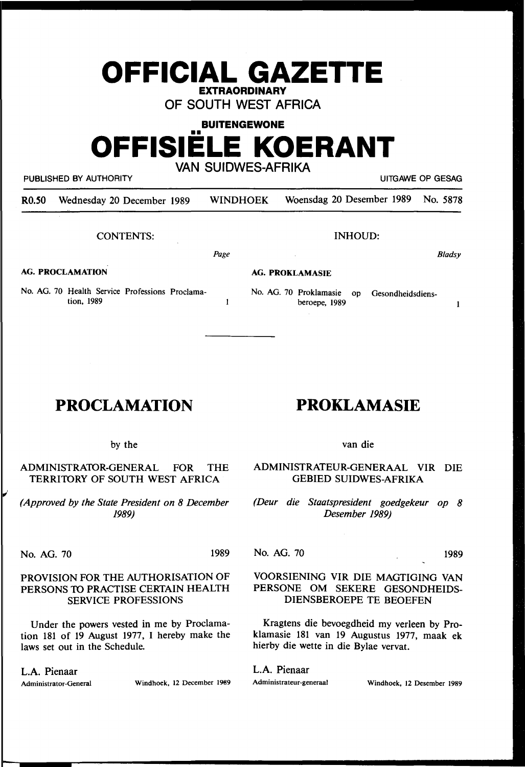# OFFICIAL GAZETTE

**EXTRAORDINARY**

OF SOUTH WEST AFRICA

**BUITENGEWONE**

# OFFISIËLE KOERANT

VAN SUIDWES-AFRIKA

PUBLISHED BY AUTHORITY — UITGAWE OP GESAG

R0.50 Wednesday 20 December 1989 WINDHOEK Woensdag 20 Desember 1989 No. 5878

CONTENTS:

| | Page |
|---|---|
| **AG. PROCLAMATION** | |
| No. AG. 70 Health Service Professions Proclamation, 1989 | 1 |

INHOUD:

| | Bladsy |
|---|---|
| **AG. PROKLAMASIE** | |
| No. AG. 70 Proklamasie op Gesondheidsdiensberoepe, 1989 | 1 |

---

## PROCLAMATION

by the

ADMINISTRATOR-GENERAL FOR THE TERRITORY OF SOUTH WEST AFRICA

*(Approved by the State President on 8 December 1989)*

No. AG. 70 1989

PROVISION FOR THE AUTHORISATION OF PERSONS TO PRACTISE CERTAIN HEALTH SERVICE PROFESSIONS

Under the powers vested in me by Proclamation 181 of 19 August 1977, I hereby make the laws set out in the Schedule.

L.A. Pienaar

Administrator-General Windhoek, 12 December 1989

## PROKLAMASIE

van die

ADMINISTRATEUR-GENERAAL VIR DIE GEBIED SUIDWES-AFRIKA

*(Deur die Staatspresident goedgekeur op 8 Desember 1989)*

No. AG. 70 1989

VOORSIENING VIR DIE MAGTIGING VAN PERSONE OM SEKERE GESONDHEIDSDIENSBEROEPE TE BEOEFEN

Kragtens die bevoegdheid my verleen by Proklamasie 181 van 19 Augustus 1977, maak ek hierby die wette in die Bylae vervat.

L.A. Pienaar

Administrateur-generaal Windhoek, 12 Desember 1989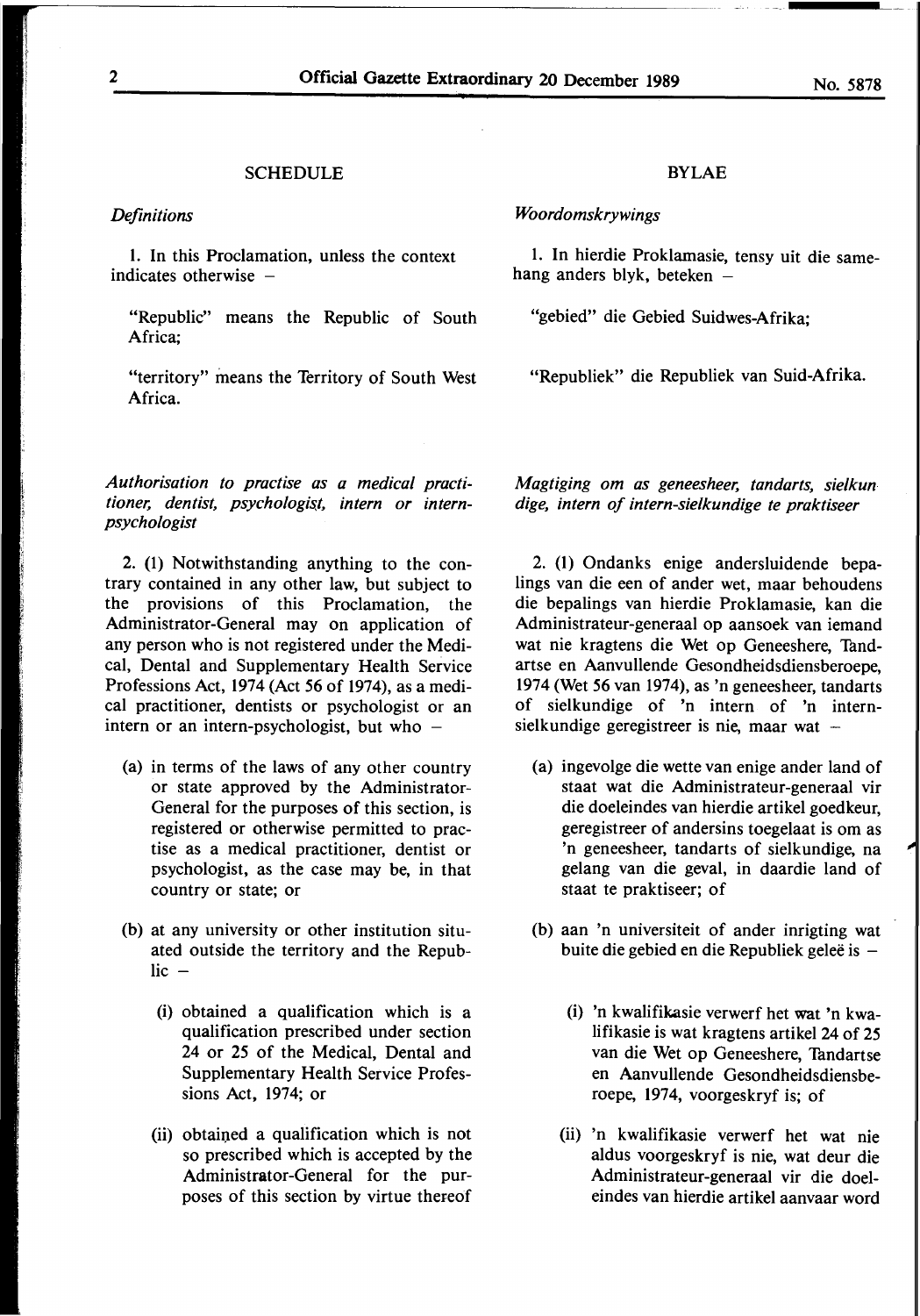## SCHEDULE

### *Definitions*

1. In this Proclamation, unless the context indicates otherwise –

"Republic" means the Republic of South Africa;

"territory" means the Territory of South West Africa.

### *Authorisation to practise as a medical practitioner, dentist, psychologist, intern or intern-psychologist*

2. (1) Notwithstanding anything to the contrary contained in any other law, but subject to the provisions of this Proclamation, the Administrator-General may on application of any person who is not registered under the Medical, Dental and Supplementary Health Service Professions Act, 1974 (Act 56 of 1974), as a medical practitioner, dentists or psychologist or an intern or an intern-psychologist, but who –

(a) in terms of the laws of any other country or state approved by the Administrator-General for the purposes of this section, is registered or otherwise permitted to practise as a medical practitioner, dentist or psychologist, as the case may be, in that country or state; or

(b) at any university or other institution situated outside the territory and the Republic –

(i) obtained a qualification which is a qualification prescribed under section 24 or 25 of the Medical, Dental and Supplementary Health Service Professions Act, 1974; or

(ii) obtained a qualification which is not so prescribed which is accepted by the Administrator-General for the purposes of this section by virtue thereof

## BYLAE

### *Woordomskrywings*

1. In hierdie Proklamasie, tensy uit die samehang anders blyk, beteken –

"gebied" die Gebied Suidwes-Afrika;

"Republiek" die Republiek van Suid-Afrika.

### *Magtiging om as geneesheer, tandarts, sielkundige, intern of intern-sielkundige te praktiseer*

2. (1) Ondanks enige andersluidende bepalings van die een of ander wet, maar behoudens die bepalings van hierdie Proklamasie, kan die Administrateur-generaal op aansoek van iemand wat nie kragtens die Wet op Geneeshere, Tandartse en Aanvullende Gesondheidsdiensberoepe, 1974 (Wet 56 van 1974), as 'n geneesheer, tandarts of sielkundige of 'n intern of 'n intern-sielkundige geregistreer is nie, maar wat –

(a) ingevolge die wette van enige ander land of staat wat die Administrateur-generaal vir die doeleindes van hierdie artikel goedkeur, geregistreer of andersins toegelaat is om as 'n geneesheer, tandarts of sielkundige, na gelang van die geval, in daardie land of staat te praktiseer; of

(b) aan 'n universiteit of ander inrigting wat buite die gebied en die Republiek geleë is –

(i) 'n kwalifikasie verwerf het wat 'n kwalifikasie is wat kragtens artikel 24 of 25 van die Wet op Geneeshere, Tandartse en Aanvullende Gesondheidsdiensberoepe, 1974, voorgeskryf is; of

(ii) 'n kwalifikasie verwerf het wat nie aldus voorgeskryf is nie, wat deur die Administrateur-generaal vir die doeleindes van hierdie artikel aanvaar word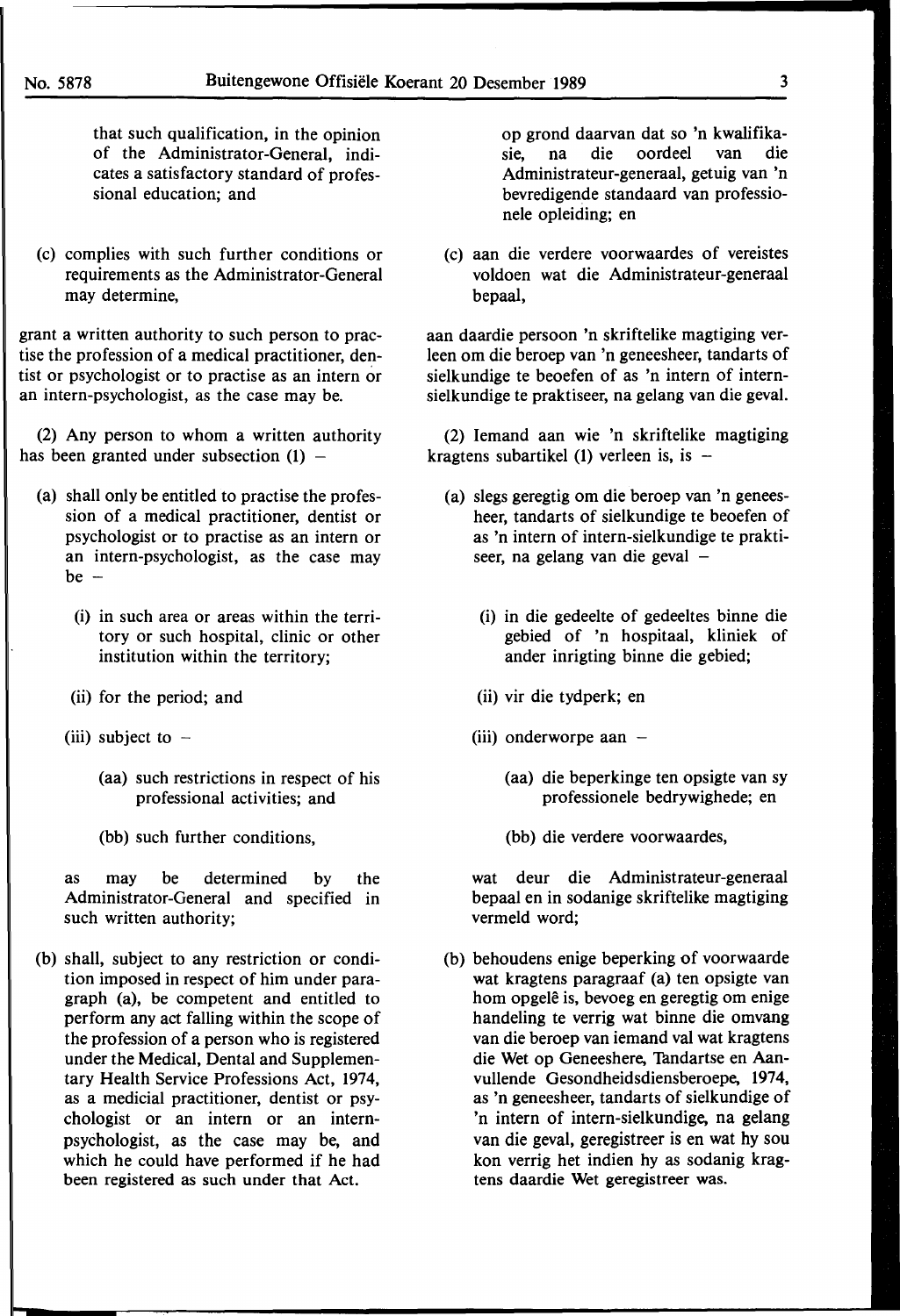that such qualification, in the opinion of the Administrator-General, indicates a satisfactory standard of professional education; and

(c) complies with such further conditions or requirements as the Administrator-General may determine,

grant a written authority to such person to practise the profession of a medical practitioner, dentist or psychologist or to practise as an intern or an intern-psychologist, as the case may be.

(2) Any person to whom a written authority has been granted under subsection (1) –

(a) shall only be entitled to practise the profession of a medical practitioner, dentist or psychologist or to practise as an intern or an intern-psychologist, as the case may be –

(i) in such area or areas within the territory or such hospital, clinic or other institution within the territory;

(ii) for the period; and

(iii) subject to –

(aa) such restrictions in respect of his professional activities; and

(bb) such further conditions,

as may be determined by the Administrator-General and specified in such written authority;

(b) shall, subject to any restriction or condition imposed in respect of him under paragraph (a), be competent and entitled to perform any act falling within the scope of the profession of a person who is registered under the Medical, Dental and Supplementary Health Service Professions Act, 1974, as a medicial practitioner, dentist or psychologist or an intern or an intern-psychologist, as the case may be, and which he could have performed if he had been registered as such under that Act.

op grond daarvan dat so 'n kwalifikasie, na die oordeel van die Administrateur-generaal, getuig van 'n bevredigende standaard van professionele opleiding; en

(c) aan die verdere voorwaardes of vereistes voldoen wat die Administrateur-generaal bepaal,

aan daardie persoon 'n skriftelike magtiging verleen om die beroep van 'n geneesheer, tandarts of sielkundige te beoefen of as 'n intern of intern-sielkundige te praktiseer, na gelang van die geval.

(2) Iemand aan wie 'n skriftelike magtiging kragtens subartikel (1) verleen is, is –

(a) slegs geregtig om die beroep van 'n geneesheer, tandarts of sielkundige te beoefen of as 'n intern of intern-sielkundige te praktiseer, na gelang van die geval –

(i) in die gedeelte of gedeeltes binne die gebied of 'n hospitaal, kliniek of ander inrigting binne die gebied;

(ii) vir die tydperk; en

(iii) onderworpe aan –

(aa) die beperkinge ten opsigte van sy professionele bedrywighede; en

(bb) die verdere voorwaardes,

wat deur die Administrateur-generaal bepaal en in sodanige skriftelike magtiging vermeld word;

(b) behoudens enige beperking of voorwaarde wat kragtens paragraaf (a) ten opsigte van hom opgelê is, bevoeg en geregtig om enige handeling te verrig wat binne die omvang van die beroep van iemand val wat kragtens die Wet op Geneeshere, Tandartse en Aanvullende Gesondheidsdiensberoepe, 1974, as 'n geneesheer, tandarts of sielkundige of 'n intern of intern-sielkundige, na gelang van die geval, geregistreer is en wat hy sou kon verrig het indien hy as sodanig kragtens daardie Wet geregistreer was.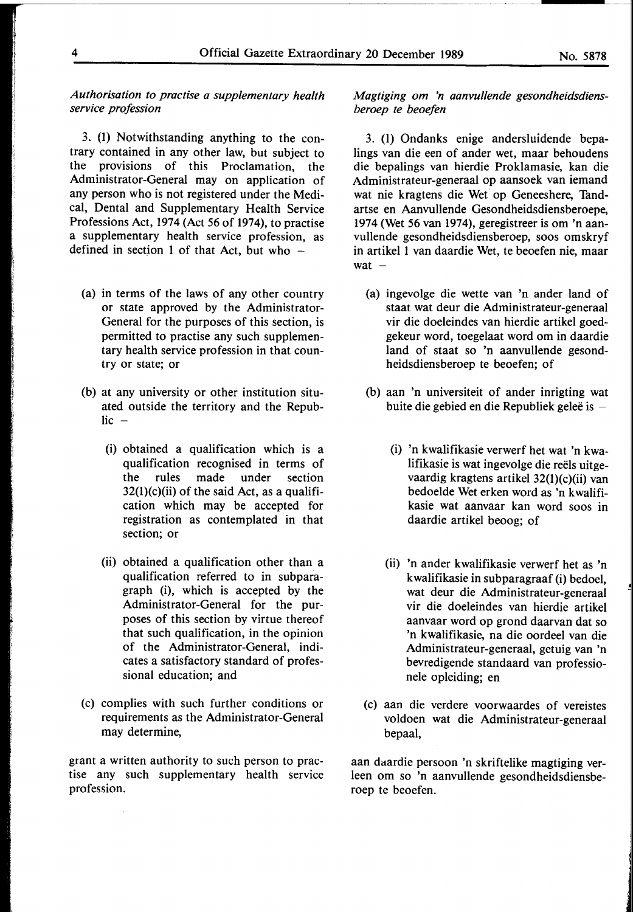*Authorisation to practise a supplementary health service profession*

3. (1) Notwithstanding anything to the contrary contained in any other law, but subject to the provisions of this Proclamation, the Administrator-General may on application of any person who is not registered under the Medical, Dental and Supplementary Health Service Professions Act, 1974 (Act 56 of 1974), to practise a supplementary health service profession, as defined in section 1 of that Act, but who –

(a) in terms of the laws of any other country or state approved by the Administrator-General for the purposes of this section, is permitted to practise any such supplementary health service profession in that country or state; or

(b) at any university or other institution situated outside the territory and the Republic –

(i) obtained a qualification which is a qualification recognised in terms of the rules made under section 32(1)(c)(ii) of the said Act, as a qualification which may be accepted for registration as contemplated in that section; or

(ii) obtained a qualification other than a qualification referred to in subparagraph (i), which is accepted by the Administrator-General for the purposes of this section by virtue thereof that such qualification, in the opinion of the Administrator-General, indicates a satisfactory standard of professional education; and

(c) complies with such further conditions or requirements as the Administrator-General may determine,

grant a written authority to such person to practise any such supplementary health service profession.

*Magtiging om 'n aanvullende gesondheidsdiensberoep te beoefen*

3. (1) Ondanks enige andersluidende bepalings van die een of ander wet, maar behoudens die bepalings van hierdie Proklamasie, kan die Administrateur-generaal op aansoek van iemand wat nie kragtens die Wet op Geneeshere, Tandartse en Aanvullende Gesondheidsdiensberoepe, 1974 (Wet 56 van 1974), geregistreer is om 'n aanvullende gesondheidsdiensberoep, soos omskryf in artikel 1 van daardie Wet, te beoefen nie, maar wat –

(a) ingevolge die wette van 'n ander land of staat wat deur die Administrateur-generaal vir die doeleindes van hierdie artikel goedgekeur word, toegelaat word om in daardie land of staat so 'n aanvullende gesondheidsdiensberoep te beoefen; of

(b) aan 'n universiteit of ander inrigting wat buite die gebied en die Republiek geleë is –

(i) 'n kwalifikasie verwerf het wat 'n kwalifikasie is wat ingevolge die reëls uitgevaardig kragtens artikel 32(1)(c)(ii) van bedoelde Wet erken word as 'n kwalifikasie wat aanvaar kan word soos in daardie artikel beoog; of

(ii) 'n ander kwalifikasie verwerf het as 'n kwalifikasie in subparagraaf (i) bedoel, wat deur die Administrateur-generaal vir die doeleindes van hierdie artikel aanvaar word op grond daarvan dat so 'n kwalifikasie, na die oordeel van die Administrateur-generaal, getuig van 'n bevredigende standaard van professionele opleiding; en

(c) aan die verdere voorwaardes of vereistes voldoen wat die Administrateur-generaal bepaal,

aan daardie persoon 'n skriftelike magtiging verleen om so 'n aanvullende gesondheidsdiensberoep te beoefen.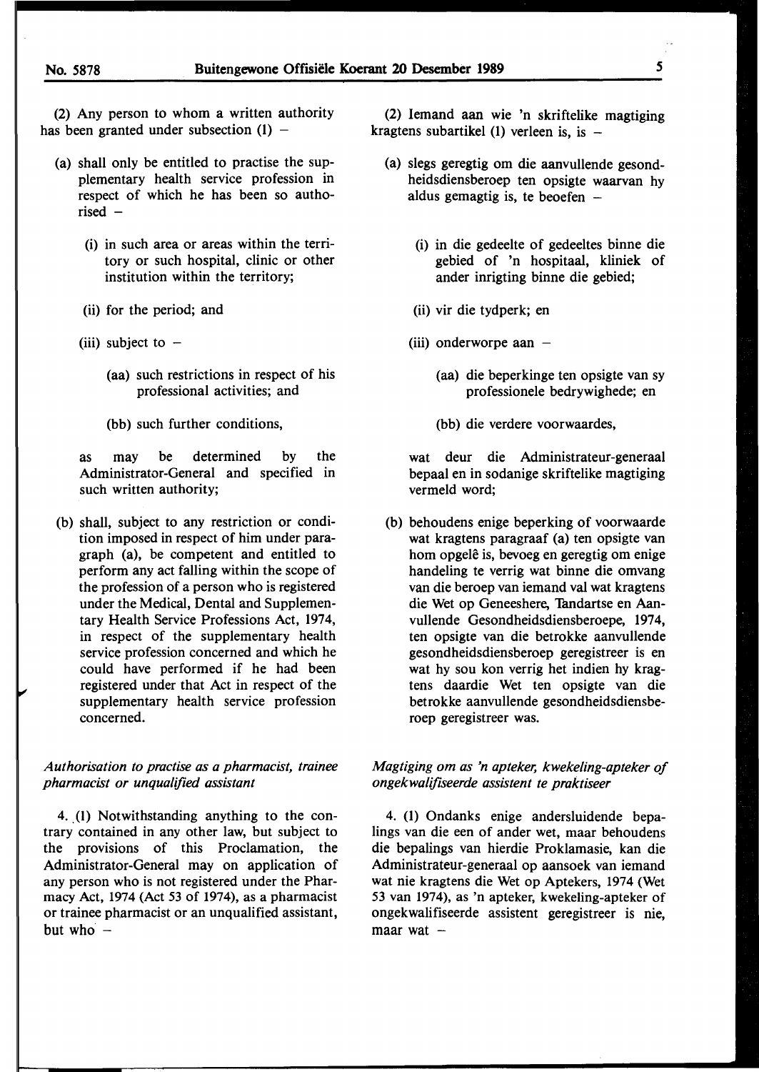(2) Any person to whom a written authority has been granted under subsection (1) –

(a) shall only be entitled to practise the supplementary health service profession in respect of which he has been so authorised –

(i) in such area or areas within the territory or such hospital, clinic or other institution within the territory;

(ii) for the period; and

(iii) subject to –

(aa) such restrictions in respect of his professional activities; and

(bb) such further conditions,

as may be determined by the Administrator-General and specified in such written authority;

(b) shall, subject to any restriction or condition imposed in respect of him under paragraph (a), be competent and entitled to perform any act falling within the scope of the profession of a person who is registered under the Medical, Dental and Supplementary Health Service Professions Act, 1974, in respect of the supplementary health service profession concerned and which he could have performed if he had been registered under that Act in respect of the supplementary health service profession concerned.

*Authorisation to practise as a pharmacist, trainee pharmacist or unqualified assistant*

4. (1) Notwithstanding anything to the contrary contained in any other law, but subject to the provisions of this Proclamation, the Administrator-General may on application of any person who is not registered under the Pharmacy Act, 1974 (Act 53 of 1974), as a pharmacist or trainee pharmacist or an unqualified assistant, but who –

(2) Iemand aan wie 'n skriftelike magtiging kragtens subartikel (1) verleen is, is –

(a) slegs geregtig om die aanvullende gesondheidsdiensberoep ten opsigte waarvan hy aldus gemagtig is, te beoefen –

(i) in die gedeelte of gedeeltes binne die gebied of 'n hospitaal, kliniek of ander inrigting binne die gebied;

(ii) vir die tydperk; en

(iii) onderworpe aan –

(aa) die beperkinge ten opsigte van sy professionele bedrywighede; en

(bb) die verdere voorwaardes,

wat deur die Administrateur-generaal bepaal en in sodanige skriftelike magtiging vermeld word;

(b) behoudens enige beperking of voorwaarde wat kragtens paragraaf (a) ten opsigte van hom opgelê is, bevoeg en geregtig om enige handeling te verrig wat binne die omvang van die beroep van iemand val wat kragtens die Wet op Geneeshere, Tandartse en Aanvullende Gesondheidsdiensberoepe, 1974, ten opsigte van die betrokke aanvullende gesondheidsdiensberoep geregistreer is en wat hy sou kon verrig het indien hy kragtens daardie Wet ten opsigte van die betrokke aanvullende gesondheidsdiensberoep geregistreer was.

*Magtiging om as 'n apteker, kwekeling-apteker of ongekwalifiseerde assistent te praktiseer*

4. (1) Ondanks enige andersluidende bepalings van die een of ander wet, maar behoudens die bepalings van hierdie Proklamasie, kan die Administrateur-generaal op aansoek van iemand wat nie kragtens die Wet op Aptekers, 1974 (Wet 53 van 1974), as 'n apteker, kwekeling-apteker of ongekwalifiseerde assistent geregistreer is nie, maar wat –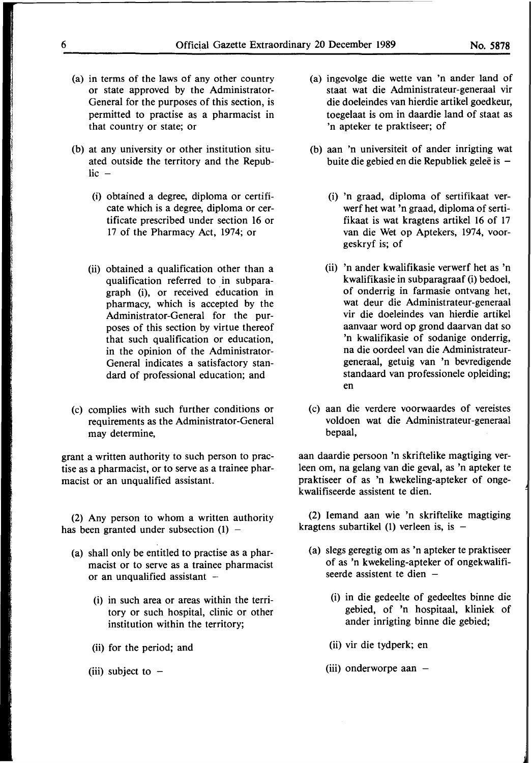(a) in terms of the laws of any other country or state approved by the Administrator-General for the purposes of this section, is permitted to practise as a pharmacist in that country or state; or

(b) at any university or other institution situated outside the territory and the Republic –

(i) obtained a degree, diploma or certificate which is a degree, diploma or certificate prescribed under section 16 or 17 of the Pharmacy Act, 1974; or

(ii) obtained a qualification other than a qualification referred to in subparagraph (i), or received education in pharmacy, which is accepted by the Administrator-General for the purposes of this section by virtue thereof that such qualification or education, in the opinion of the Administrator-General indicates a satisfactory standard of professional education; and

(c) complies with such further conditions or requirements as the Administrator-General may determine,

grant a written authority to such person to practise as a pharmacist, or to serve as a trainee pharmacist or an unqualified assistant.

(2) Any person to whom a written authority has been granted under subsection (1) –

(a) shall only be entitled to practise as a pharmacist or to serve as a trainee pharmacist or an unqualified assistant –

(i) in such area or areas within the territory or such hospital, clinic or other institution within the territory;

(ii) for the period; and

(iii) subject to –

(a) ingevolge die wette van 'n ander land of staat wat die Administrateur-generaal vir die doeleindes van hierdie artikel goedkeur, toegelaat is om in daardie land of staat as 'n apteker te praktiseer; of

(b) aan 'n universiteit of ander inrigting wat buite die gebied en die Republiek geleë is –

(i) 'n graad, diploma of sertifikaat verwerf het wat 'n graad, diploma of sertifikaat is wat kragtens artikel 16 of 17 van die Wet op Aptekers, 1974, voorgeskryf is; of

(ii) 'n ander kwalifikasie verwerf het as 'n kwalifikasie in subparagraaf (i) bedoel, of onderrig in farmasie ontvang het, wat deur die Administrateur-generaal vir die doeleindes van hierdie artikel aanvaar word op grond daarvan dat so 'n kwalifikasie of sodanige onderrig, na die oordeel van die Administrateur-generaal, getuig van 'n bevredigende standaard van professionele opleiding; en

(c) aan die verdere voorwaardes of vereistes voldoen wat die Administrateur-generaal bepaal,

aan daardie persoon 'n skriftelike magtiging verleen om, na gelang van die geval, as 'n apteker te praktiseer of as 'n kwekeling-apteker of ongekwalifiseerde assistent te dien.

(2) Iemand aan wie 'n skriftelike magtiging kragtens subartikel (1) verleen is, is –

(a) slegs geregtig om as 'n apteker te praktiseer of as 'n kwekeling-apteker of ongekwalifiseerde assistent te dien –

(i) in die gedeelte of gedeeltes binne die gebied, of 'n hospitaal, kliniek of ander inrigting binne die gebied;

(ii) vir die tydperk; en

(iii) onderworpe aan –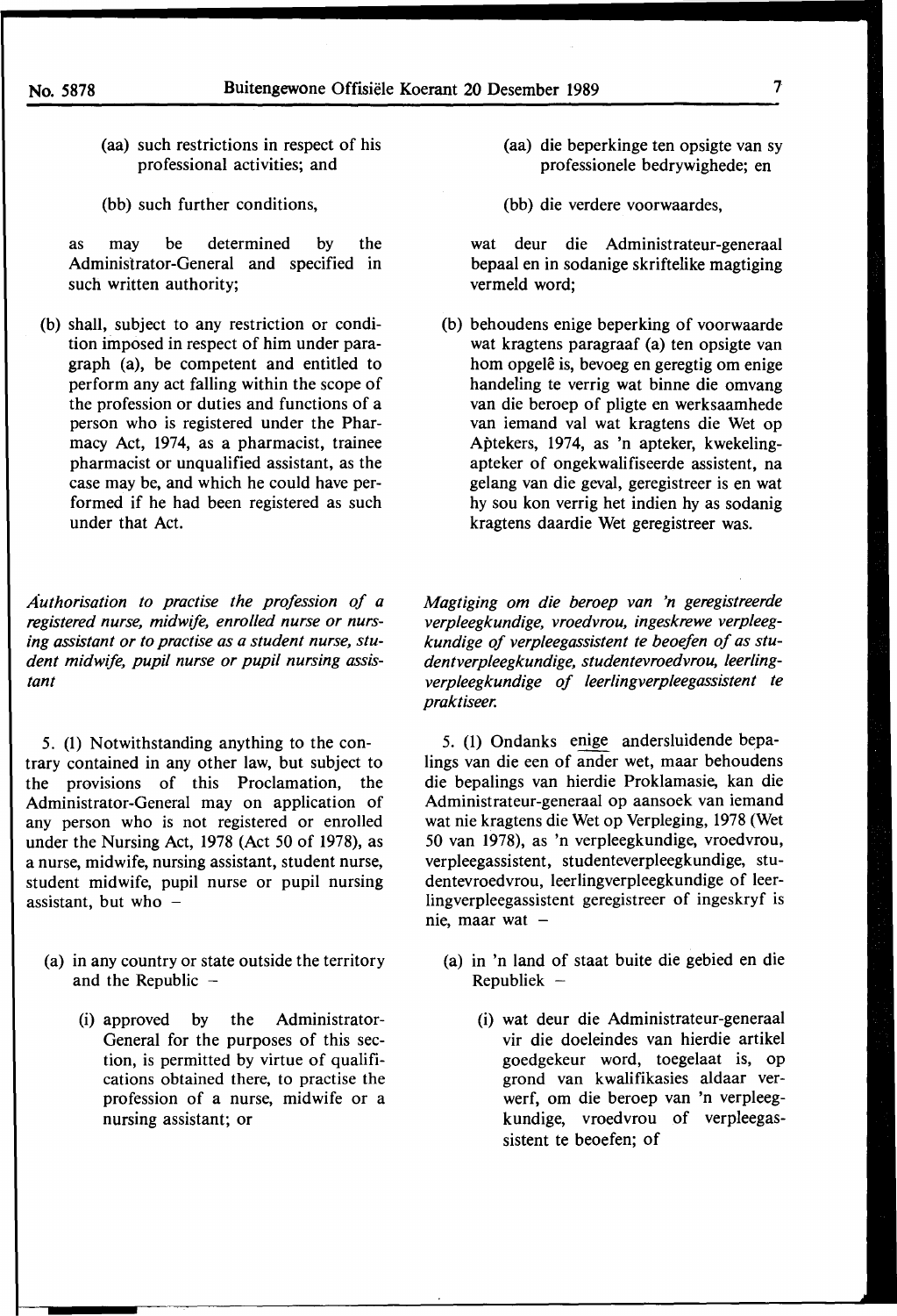(aa) such restrictions in respect of his professional activities; and

(bb) such further conditions,

as may be determined by the Administrator-General and specified in such written authority;

(b) shall, subject to any restriction or condition imposed in respect of him under paragraph (a), be competent and entitled to perform any act falling within the scope of the profession or duties and functions of a person who is registered under the Pharmacy Act, 1974, as a pharmacist, trainee pharmacist or unqualified assistant, as the case may be, and which he could have performed if he had been registered as such under that Act.

*Authorisation to practise the profession of a registered nurse, midwife, enrolled nurse or nursing assistant or to practise as a student nurse, student midwife, pupil nurse or pupil nursing assistant*

5. (1) Notwithstanding anything to the contrary contained in any other law, but subject to the provisions of this Proclamation, the Administrator-General may on application of any person who is not registered or enrolled under the Nursing Act, 1978 (Act 50 of 1978), as a nurse, midwife, nursing assistant, student nurse, student midwife, pupil nurse or pupil nursing assistant, but who –

(a) in any country or state outside the territory and the Republic –

(i) approved by the Administrator-General for the purposes of this section, is permitted by virtue of qualifications obtained there, to practise the profession of a nurse, midwife or a nursing assistant; or

(aa) die beperkinge ten opsigte van sy professionele bedrywighede; en

(bb) die verdere voorwaardes,

wat deur die Administrateur-generaal bepaal en in sodanige skriftelike magtiging vermeld word;

(b) behoudens enige beperking of voorwaarde wat kragtens paragraaf (a) ten opsigte van hom opgelê is, bevoeg en geregtig om enige handeling te verrig wat binne die omvang van die beroep of pligte en werksaamhede van iemand val wat kragtens die Wet op Aptekers, 1974, as 'n apteker, kwekelingapteker of ongekwalifiseerde assistent, na gelang van die geval, geregistreer is en wat hy sou kon verrig het indien hy as sodanig kragtens daardie Wet geregistreer was.

*Magtiging om die beroep van 'n geregistreerde verpleegkundige, vroedvrou, ingeskrewe verpleegkundige of verpleegassistent te beoefen of as studentverpleegkundige, studentevroedvrou, leerlingverpleegkundige of leerlingverpleegassistent te praktiseer.*

5. (1) Ondanks enige andersluidende bepalings van die een of ander wet, maar behoudens die bepalings van hierdie Proklamasie, kan die Administrateur-generaal op aansoek van iemand wat nie kragtens die Wet op Verpleging, 1978 (Wet 50 van 1978), as 'n verpleegkundige, vroedvrou, verpleegassistent, studenteverpleegkundige, studentevroedvrou, leerlingverpleegkundige of leerlingverpleegassistent geregistreer of ingeskryf is nie, maar wat –

(a) in 'n land of staat buite die gebied en die Republiek –

(i) wat deur die Administrateur-generaal vir die doeleindes van hierdie artikel goedgekeur word, toegelaat is, op grond van kwalifikasies aldaar verwerf, om die beroep van 'n verpleegkundige, vroedvrou of verpleegassistent te beoefen; of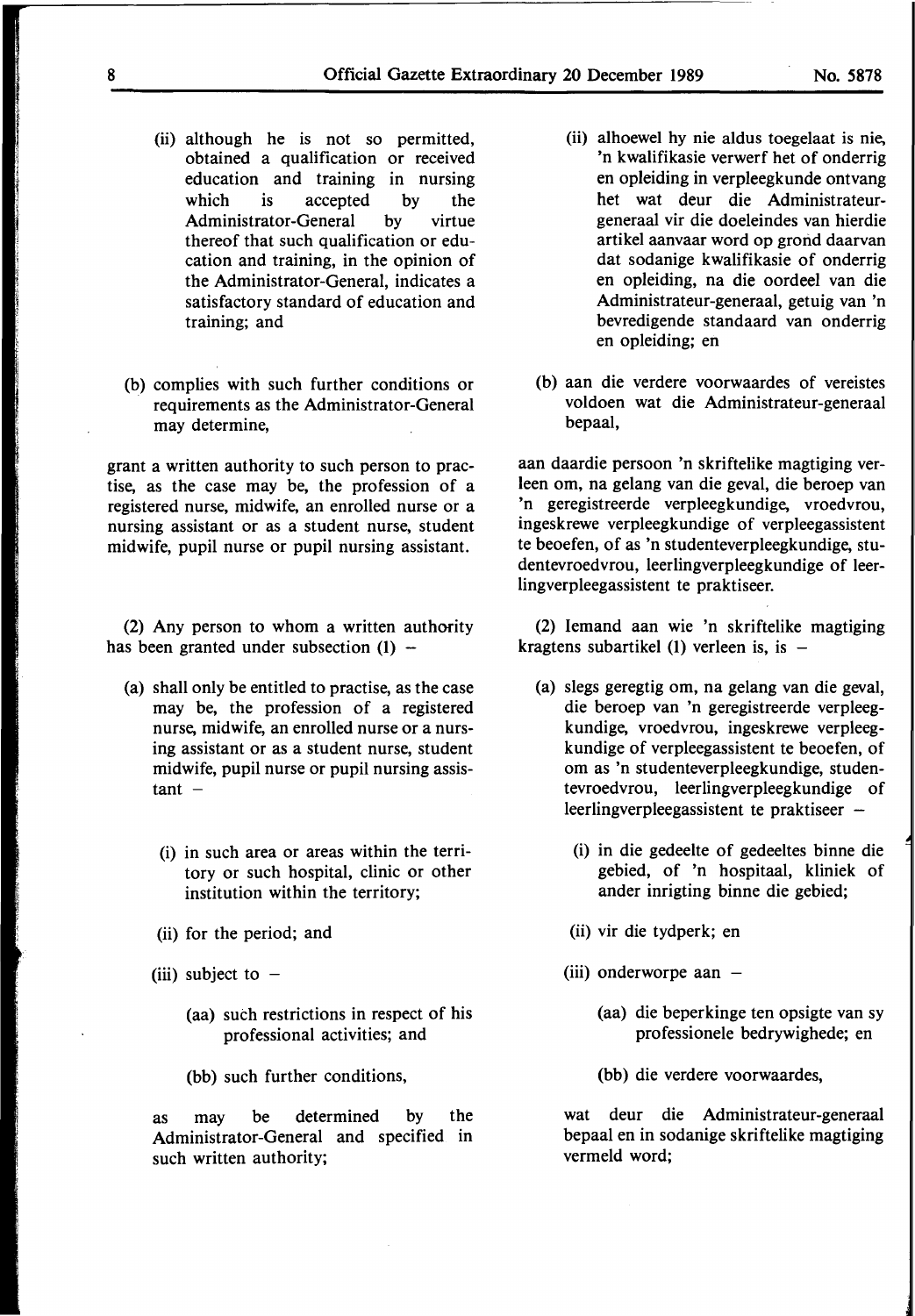(ii) although he is not so permitted, obtained a qualification or received education and training in nursing which is accepted by the Administrator-General by virtue thereof that such qualification or education and training, in the opinion of the Administrator-General, indicates a satisfactory standard of education and training; and

(b) complies with such further conditions or requirements as the Administrator-General may determine,

grant a written authority to such person to practise, as the case may be, the profession of a registered nurse, midwife, an enrolled nurse or a nursing assistant or as a student nurse, student midwife, pupil nurse or pupil nursing assistant.

(2) Any person to whom a written authority has been granted under subsection (1) –

(a) shall only be entitled to practise, as the case may be, the profession of a registered nurse, midwife, an enrolled nurse or a nursing assistant or as a student nurse, student midwife, pupil nurse or pupil nursing assistant –

(i) in such area or areas within the territory or such hospital, clinic or other institution within the territory;

(ii) for the period; and

(iii) subject to –

(aa) such restrictions in respect of his professional activities; and

(bb) such further conditions,

as may be determined by the Administrator-General and specified in such written authority;

(ii) alhoewel hy nie aldus toegelaat is nie, 'n kwalifikasie verwerf het of onderrig en opleiding in verpleegkunde ontvang het wat deur die Administrateur-generaal vir die doeleindes van hierdie artikel aanvaar word op grond daarvan dat sodanige kwalifikasie of onderrig en opleiding, na die oordeel van die Administrateur-generaal, getuig van 'n bevredigende standaard van onderrig en opleiding; en

(b) aan die verdere voorwaardes of vereistes voldoen wat die Administrateur-generaal bepaal,

aan daardie persoon 'n skriftelike magtiging verleen om, na gelang van die geval, die beroep van 'n geregistreerde verpleegkundige, vroedvrou, ingeskrewe verpleegkundige of verpleegassistent te beoefen, of as 'n studenteverpleegkundige, studentevroedvrou, leerlingverpleegkundige of leerlingverpleegassistent te praktiseer.

(2) Iemand aan wie 'n skriftelike magtiging kragtens subartikel (1) verleen is, is –

(a) slegs geregtig om, na gelang van die geval, die beroep van 'n geregistreerde verpleegkundige, vroedvrou, ingeskrewe verpleegkundige of verpleegassistent te beoefen, of om as 'n studenteverpleegkundige, studentevroedvrou, leerlingverpleegkundige of leerlingverpleegassistent te praktiseer –

(i) in die gedeelte of gedeeltes binne die gebied, of 'n hospitaal, kliniek of ander inrigting binne die gebied;

(ii) vir die tydperk; en

(iii) onderworpe aan –

(aa) die beperkinge ten opsigte van sy professionele bedrywighede; en

(bb) die verdere voorwaardes,

wat deur die Administrateur-generaal bepaal en in sodanige skriftelike magtiging vermeld word;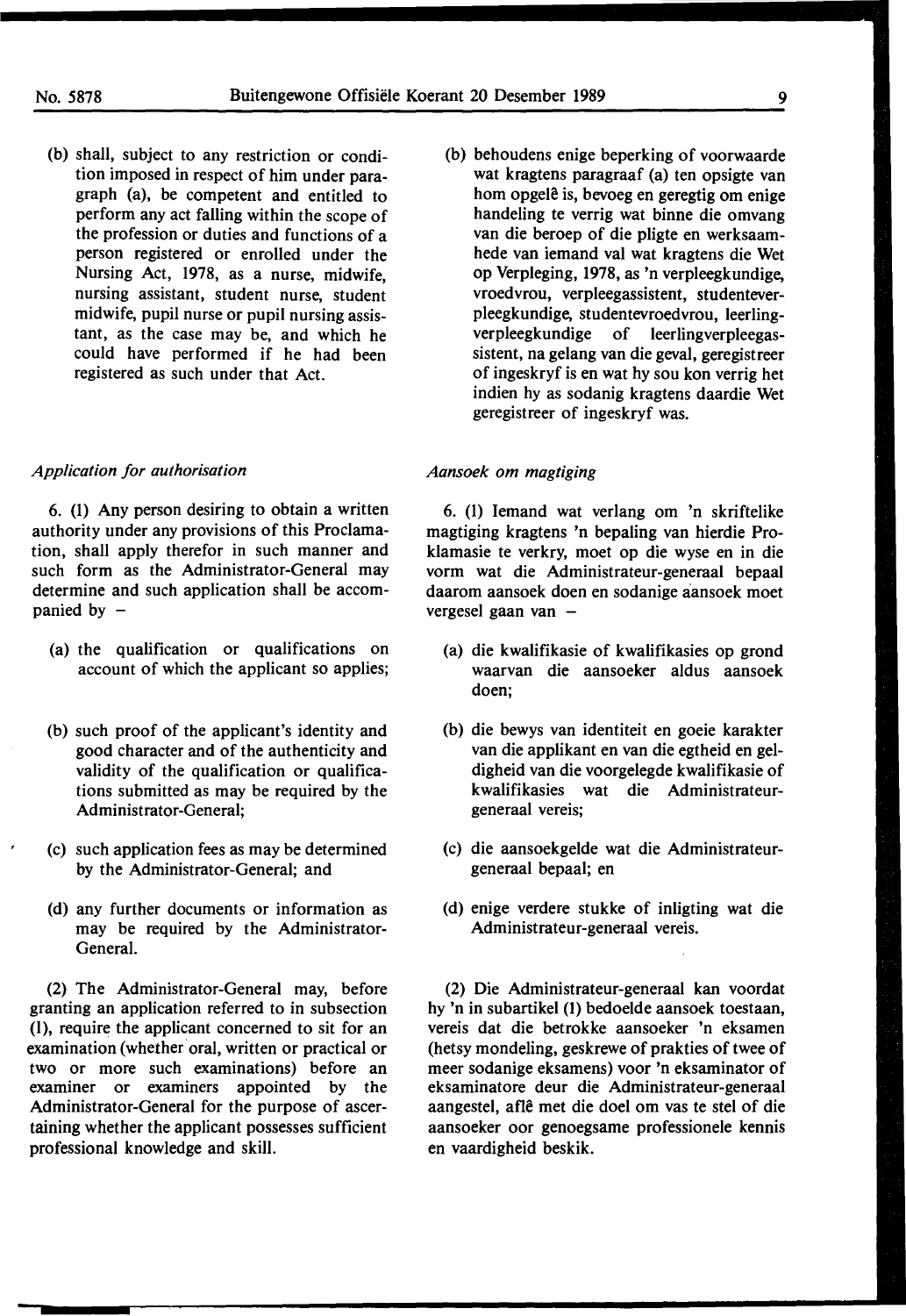(b) shall, subject to any restriction or condition imposed in respect of him under paragraph (a), be competent and entitled to perform any act falling within the scope of the profession or duties and functions of a person registered or enrolled under the Nursing Act, 1978, as a nurse, midwife, nursing assistant, student nurse, student midwife, pupil nurse or pupil nursing assistant, as the case may be, and which he could have performed if he had been registered as such under that Act.

*Application for authorisation*

6. (1) Any person desiring to obtain a written authority under any provisions of this Proclamation, shall apply therefor in such manner and such form as the Administrator-General may determine and such application shall be accompanied by –

(a) the qualification or qualifications on account of which the applicant so applies;

(b) such proof of the applicant's identity and good character and of the authenticity and validity of the qualification or qualifications submitted as may be required by the Administrator-General;

(c) such application fees as may be determined by the Administrator-General; and

(d) any further documents or information as may be required by the Administrator-General.

(2) The Administrator-General may, before granting an application referred to in subsection (1), require the applicant concerned to sit for an examination (whether oral, written or practical or two or more such examinations) before an examiner or examiners appointed by the Administrator-General for the purpose of ascertaining whether the applicant possesses sufficient professional knowledge and skill.

(b) behoudens enige beperking of voorwaarde wat kragtens paragraaf (a) ten opsigte van hom opgelê is, bevoeg en geregtig om enige handeling te verrig wat binne die omvang van die beroep of die pligte en werksaamhede van iemand val wat kragtens die Wet op Verpleging, 1978, as 'n verpleegkundige, vroedvrou, verpleegassistent, studenteverpleegkundige, studentevroedvrou, leerlingverpleegkundige of leerlingverpleegassistent, na gelang van die geval, geregistreer of ingeskryf is en wat hy sou kon verrig het indien hy as sodanig kragtens daardie Wet geregistreer of ingeskryf was.

*Aansoek om magtiging*

6. (1) Iemand wat verlang om 'n skriftelike magtiging kragtens 'n bepaling van hierdie Proklamasie te verkry, moet op die wyse en in die vorm wat die Administrateur-generaal bepaal daarom aansoek doen en sodanige aansoek moet vergesel gaan van –

(a) die kwalifikasie of kwalifikasies op grond waarvan die aansoeker aldus aansoek doen;

(b) die bewys van identiteit en goeie karakter van die applikant en van die egtheid en geldigheid van die voorgelegde kwalifikasie of kwalifikasies wat die Administrateur-generaal vereis;

(c) die aansoekgelde wat die Administrateur-generaal bepaal; en

(d) enige verdere stukke of inligting wat die Administrateur-generaal vereis.

(2) Die Administrateur-generaal kan voordat hy 'n in subartikel (1) bedoelde aansoek toestaan, vereis dat die betrokke aansoeker 'n eksamen (hetsy mondeling, geskrewe of prakties of twee of meer sodanige eksamens) voor 'n eksaminator of eksaminatore deur die Administrateur-generaal aangestel, aflê met die doel om vas te stel of die aansoeker oor genoegsame professionele kennis en vaardigheid beskik.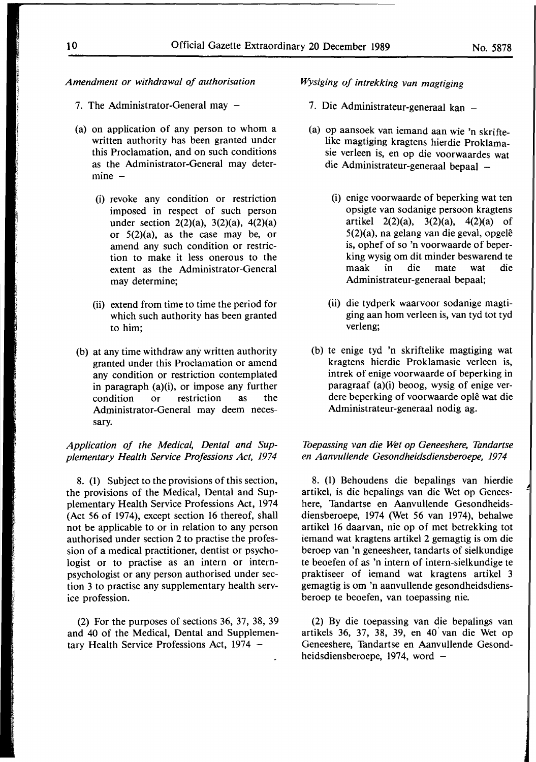*Amendment or withdrawal of authorisation*

7. The Administrator-General may –

(a) on application of any person to whom a written authority has been granted under this Proclamation, and on such conditions as the Administrator-General may determine –

(i) revoke any condition or restriction imposed in respect of such person under section 2(2)(a), 3(2)(a), 4(2)(a) or 5(2)(a), as the case may be, or amend any such condition or restriction to make it less onerous to the extent as the Administrator-General may determine;

(ii) extend from time to time the period for which such authority has been granted to him;

(b) at any time withdraw any written authority granted under this Proclamation or amend any condition or restriction contemplated in paragraph (a)(i), or impose any further condition or restriction as the Administrator-General may deem necessary.

*Application of the Medical, Dental and Supplementary Health Service Professions Act, 1974*

8. (1) Subject to the provisions of this section, the provisions of the Medical, Dental and Supplementary Health Service Professions Act, 1974 (Act 56 of 1974), except section 16 thereof, shall not be applicable to or in relation to any person authorised under section 2 to practise the profession of a medical practitioner, dentist or psychologist or to practise as an intern or intern-psychologist or any person authorised under section 3 to practise any supplementary health service profession.

(2) For the purposes of sections 36, 37, 38, 39 and 40 of the Medical, Dental and Supplementary Health Service Professions Act, 1974 –

*Wysiging of intrekking van magtiging*

7. Die Administrateur-generaal kan –

(a) op aansoek van iemand aan wie 'n skriftelike magtiging kragtens hierdie Proklamasie verleen is, en op die voorwaardes wat die Administrateur-generaal bepaal –

(i) enige voorwaarde of beperking wat ten opsigte van sodanige persoon kragtens artikel 2(2)(a), 3(2)(a), 4(2)(a) of 5(2)(a), na gelang van die geval, opgelê is, ophef of so 'n voorwaarde of beperking wysig om dit minder beswarend te maak in die mate wat die Administrateur-generaal bepaal;

(ii) die tydperk waarvoor sodanige magtiging aan hom verleen is, van tyd tot tyd verleng;

(b) te enige tyd 'n skriftelike magtiging wat kragtens hierdie Proklamasie verleen is, intrek of enige voorwaarde of beperking in paragraaf (a)(i) beoog, wysig of enige verdere beperking of voorwaarde oplê wat die Administrateur-generaal nodig ag.

*Toepassing van die Wet op Geneeshere, Tandartse en Aanvullende Gesondheidsdiensberoepe, 1974*

8. (1) Behoudens die bepalings van hierdie artikel, is die bepalings van die Wet op Geneeshere, Tandartse en Aanvullende Gesondheidsdiensberoepe, 1974 (Wet 56 van 1974), behalwe artikel 16 daarvan, nie op of met betrekking tot iemand wat kragtens artikel 2 gemagtig is om die beroep van 'n geneesheer, tandarts of sielkundige te beoefen of as 'n intern of intern-sielkundige te praktiseer of iemand wat kragtens artikel 3 gemagtig is om 'n aanvullende gesondheidsdiensberoep te beoefen, van toepassing nie.

(2) By die toepassing van die bepalings van artikels 36, 37, 38, 39, en 40 van die Wet op Geneeshere, Tandartse en Aanvullende Gesondheidsdiensberoepe, 1974, word –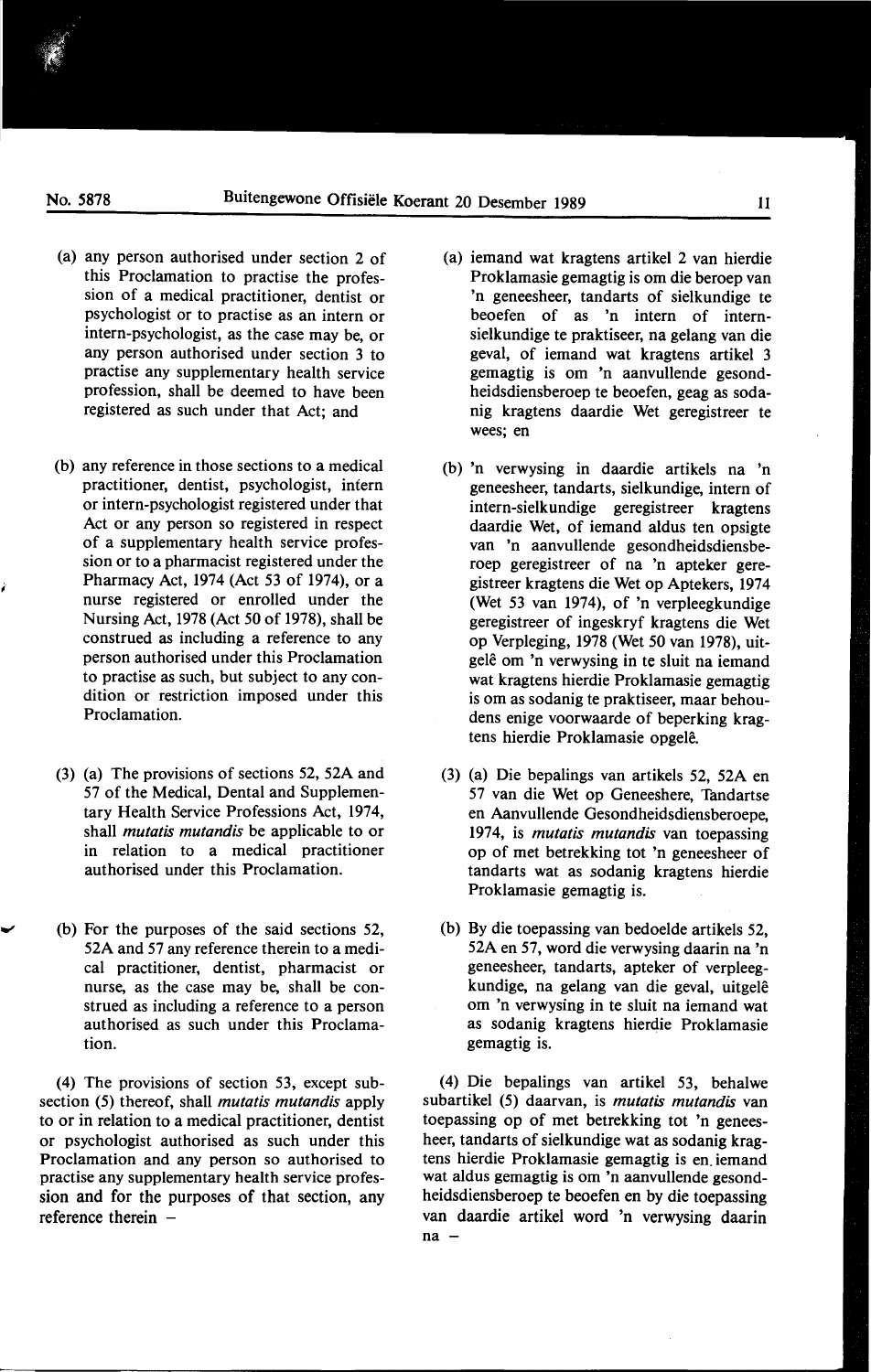(a) any person authorised under section 2 of this Proclamation to practise the profession of a medical practitioner, dentist or psychologist or to practise as an intern or intern-psychologist, as the case may be, or any person authorised under section 3 to practise any supplementary health service profession, shall be deemed to have been registered as such under that Act; and

(b) any reference in those sections to a medical practitioner, dentist, psychologist, intern or intern-psychologist registered under that Act or any person so registered in respect of a supplementary health service profession or to a pharmacist registered under the Pharmacy Act, 1974 (Act 53 of 1974), or a nurse registered or enrolled under the Nursing Act, 1978 (Act 50 of 1978), shall be construed as including a reference to any person authorised under this Proclamation to practise as such, but subject to any condition or restriction imposed under this Proclamation.

(3) (a) The provisions of sections 52, 52A and 57 of the Medical, Dental and Supplementary Health Service Professions Act, 1974, shall *mutatis mutandis* be applicable to or in relation to a medical practitioner authorised under this Proclamation.

(b) For the purposes of the said sections 52, 52A and 57 any reference therein to a medical practitioner, dentist, pharmacist or nurse, as the case may be, shall be construed as including a reference to a person authorised as such under this Proclamation.

(4) The provisions of section 53, except subsection (5) thereof, shall *mutatis mutandis* apply to or in relation to a medical practitioner, dentist or psychologist authorised as such under this Proclamation and any person so authorised to practise any supplementary health service profession and for the purposes of that section, any reference therein –

(a) iemand wat kragtens artikel 2 van hierdie Proklamasie gemagtig is om die beroep van 'n geneesheer, tandarts of sielkundige te beoefen of as 'n intern of intern-sielkundige te praktiseer, na gelang van die geval, of iemand wat kragtens artikel 3 gemagtig is om 'n aanvullende gesondheidsdiensberoep te beoefen, geag as sodanig kragtens daardie Wet geregistreer te wees; en

(b) 'n verwysing in daardie artikels na 'n geneesheer, tandarts, sielkundige, intern of intern-sielkundige geregistreer kragtens daardie Wet, of iemand aldus ten opsigte van 'n aanvullende gesondheidsdiensberoep geregistreer of na 'n apteker geregistreer kragtens die Wet op Aptekers, 1974 (Wet 53 van 1974), of 'n verpleegkundige geregistreer of ingeskryf kragtens die Wet op Verpleging, 1978 (Wet 50 van 1978), uitgelê om 'n verwysing in te sluit na iemand wat kragtens hierdie Proklamasie gemagtig is om as sodanig te praktiseer, maar behoudens enige voorwaarde of beperking kragtens hierdie Proklamasie opgelê.

(3) (a) Die bepalings van artikels 52, 52A en 57 van die Wet op Geneeshere, Tandartse en Aanvullende Gesondheidsdiensberoepe, 1974, is *mutatis mutandis* van toepassing op of met betrekking tot 'n geneesheer of tandarts wat as sodanig kragtens hierdie Proklamasie gemagtig is.

(b) By die toepassing van bedoelde artikels 52, 52A en 57, word die verwysing daarin na 'n geneesheer, tandarts, apteker of verpleegkundige, na gelang van die geval, uitgelê om 'n verwysing in te sluit na iemand wat as sodanig kragtens hierdie Proklamasie gemagtig is.

(4) Die bepalings van artikel 53, behalwe subartikel (5) daarvan, is *mutatis mutandis* van toepassing op of met betrekking tot 'n geneesheer, tandarts of sielkundige wat as sodanig kragtens hierdie Proklamasie gemagtig is en iemand wat aldus gemagtig is om 'n aanvullende gesondheidsdiensberoep te beoefen en by die toepassing van daardie artikel word 'n verwysing daarin na –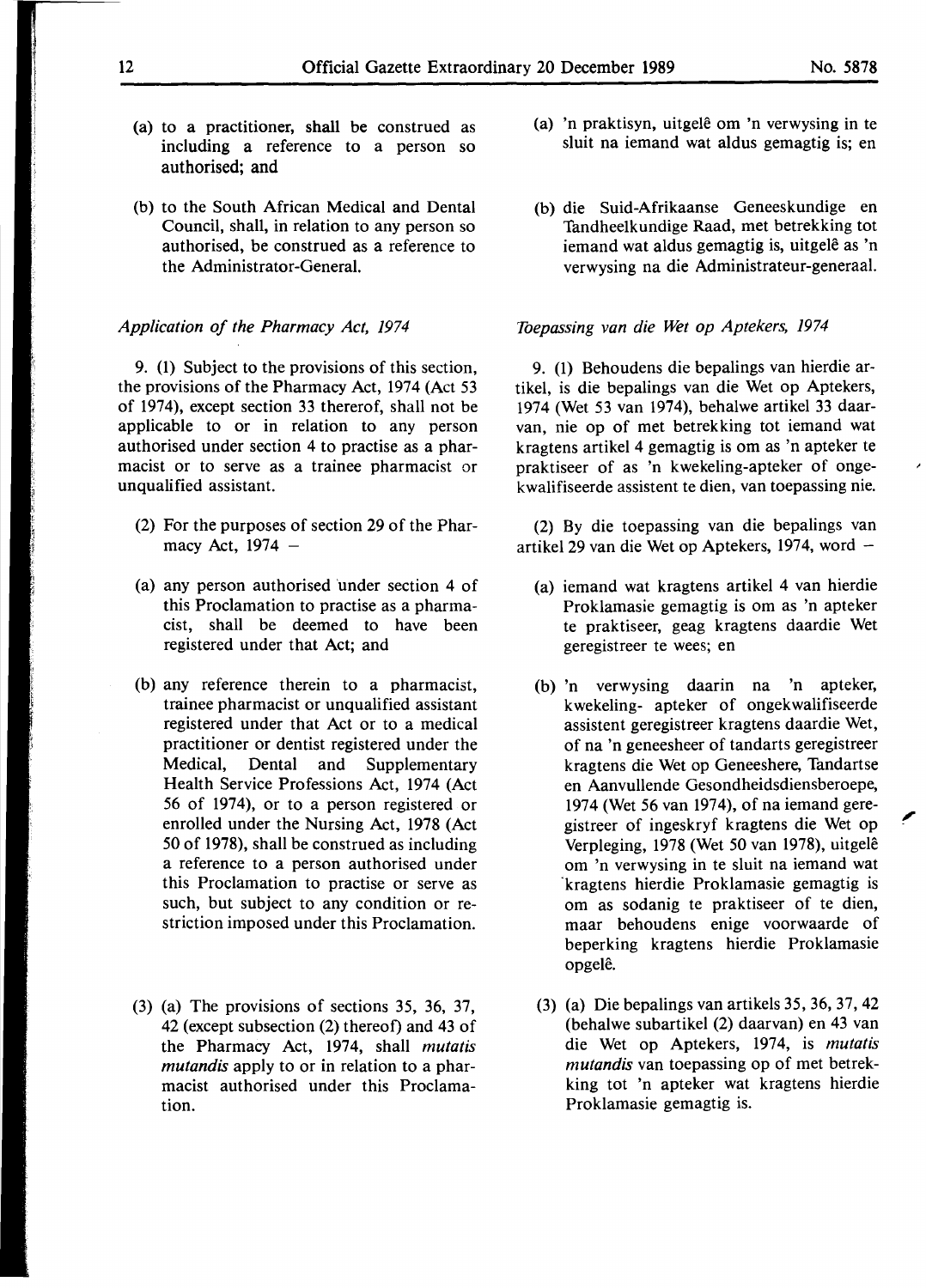(a) to a practitioner, shall be construed as including a reference to a person so authorised; and

(b) to the South African Medical and Dental Council, shall, in relation to any person so authorised, be construed as a reference to the Administrator-General.

*Application of the Pharmacy Act, 1974*

9. (1) Subject to the provisions of this section, the provisions of the Pharmacy Act, 1974 (Act 53 of 1974), except section 33 thererof, shall not be applicable to or in relation to any person authorised under section 4 to practise as a pharmacist or to serve as a trainee pharmacist or unqualified assistant.

(2) For the purposes of section 29 of the Pharmacy Act, 1974 –

(a) any person authorised under section 4 of this Proclamation to practise as a pharmacist, shall be deemed to have been registered under that Act; and

(b) any reference therein to a pharmacist, trainee pharmacist or unqualified assistant registered under that Act or to a medical practitioner or dentist registered under the Medical, Dental and Supplementary Health Service Professions Act, 1974 (Act 56 of 1974), or to a person registered or enrolled under the Nursing Act, 1978 (Act 50 of 1978), shall be construed as including a reference to a person authorised under this Proclamation to practise or serve as such, but subject to any condition or restriction imposed under this Proclamation.

(3) (a) The provisions of sections 35, 36, 37, 42 (except subsection (2) thereof) and 43 of the Pharmacy Act, 1974, shall *mutatis mutandis* apply to or in relation to a pharmacist authorised under this Proclamation.

(a) 'n praktisyn, uitgelê om 'n verwysing in te sluit na iemand wat aldus gemagtig is; en

(b) die Suid-Afrikaanse Geneeskundige en Tandheelkundige Raad, met betrekking tot iemand wat aldus gemagtig is, uitgelê as 'n verwysing na die Administrateur-generaal.

*Toepassing van die Wet op Aptekers, 1974*

9. (1) Behoudens die bepalings van hierdie artikel, is die bepalings van die Wet op Aptekers, 1974 (Wet 53 van 1974), behalwe artikel 33 daarvan, nie op of met betrekking tot iemand wat kragtens artikel 4 gemagtig is om as 'n apteker te praktiseer of as 'n kwekeling-apteker of ongekwalifiseerde assistent te dien, van toepassing nie.

(2) By die toepassing van die bepalings van artikel 29 van die Wet op Aptekers, 1974, word –

(a) iemand wat kragtens artikel 4 van hierdie Proklamasie gemagtig is om as 'n apteker te praktiseer, geag kragtens daardie Wet geregistreer te wees; en

(b) 'n verwysing daarin na 'n apteker, kwekeling- apteker of ongekwalifiseerde assistent geregistreer kragtens daardie Wet, of na 'n geneesheer of tandarts geregistreer kragtens die Wet op Geneeshere, Tandartse en Aanvullende Gesondheidsdiensberoepe, 1974 (Wet 56 van 1974), of na iemand geregistreer of ingeskryf kragtens die Wet op Verpleging, 1978 (Wet 50 van 1978), uitgelê om 'n verwysing in te sluit na iemand wat kragtens hierdie Proklamasie gemagtig is om as sodanig te praktiseer of te dien, maar behoudens enige voorwaarde of beperking kragtens hierdie Proklamasie opgelê.

(3) (a) Die bepalings van artikels 35, 36, 37, 42 (behalwe subartikel (2) daarvan) en 43 van die Wet op Aptekers, 1974, is *mutatis mutandis* van toepassing op of met betrekking tot 'n apteker wat kragtens hierdie Proklamasie gemagtig is.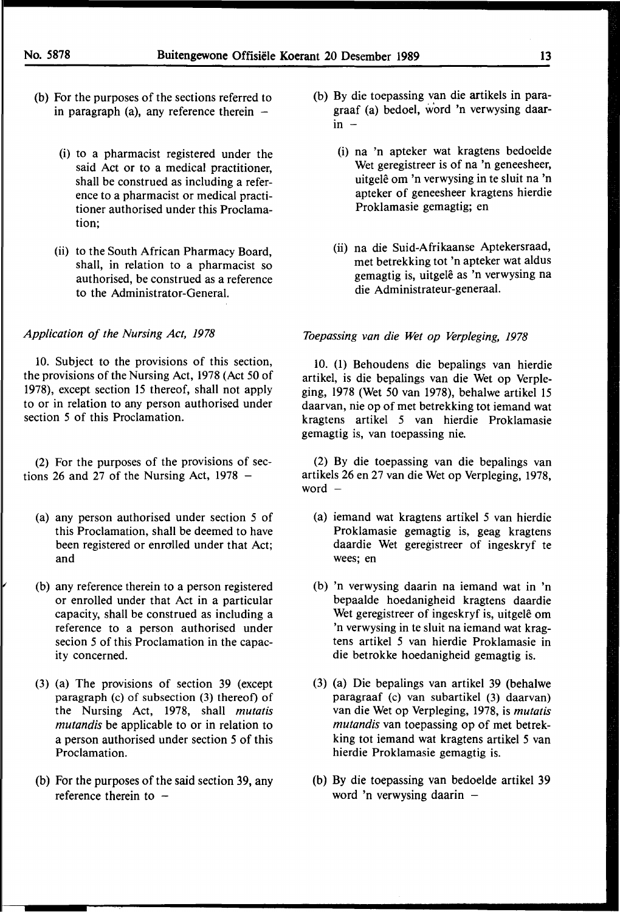(b) For the purposes of the sections referred to in paragraph (a), any reference therein –

(i) to a pharmacist registered under the said Act or to a medical practitioner, shall be construed as including a reference to a pharmacist or medical practitioner authorised under this Proclamation;

(ii) to the South African Pharmacy Board, shall, in relation to a pharmacist so authorised, be construed as a reference to the Administrator-General.

*Application of the Nursing Act, 1978*

10. Subject to the provisions of this section, the provisions of the Nursing Act, 1978 (Act 50 of 1978), except section 15 thereof, shall not apply to or in relation to any person authorised under section 5 of this Proclamation.

(2) For the purposes of the provisions of sections 26 and 27 of the Nursing Act, 1978 –

(a) any person authorised under section 5 of this Proclamation, shall be deemed to have been registered or enrolled under that Act; and

(b) any reference therein to a person registered or enrolled under that Act in a particular capacity, shall be construed as including a reference to a person authorised under secion 5 of this Proclamation in the capacity concerned.

(3) (a) The provisions of section 39 (except paragraph (c) of subsection (3) thereof) of the Nursing Act, 1978, shall *mutatis mutandis* be applicable to or in relation to a person authorised under section 5 of this Proclamation.

(b) For the purposes of the said section 39, any reference therein to –

(b) By die toepassing van die artikels in paragraaf (a) bedoel, word 'n verwysing daarin –

(i) na 'n apteker wat kragtens bedoelde Wet geregistreer is of na 'n geneesheer, uitgelê om 'n verwysing in te sluit na 'n apteker of geneesheer kragtens hierdie Proklamasie gemagtig; en

(ii) na die Suid-Afrikaanse Aptekersraad, met betrekking tot 'n apteker wat aldus gemagtig is, uitgelê as 'n verwysing na die Administrateur-generaal.

*Toepassing van die Wet op Verpleging, 1978*

10. (1) Behoudens die bepalings van hierdie artikel, is die bepalings van die Wet op Verpleging, 1978 (Wet 50 van 1978), behalwe artikel 15 daarvan, nie op of met betrekking tot iemand wat kragtens artikel 5 van hierdie Proklamasie gemagtig is, van toepassing nie.

(2) By die toepassing van die bepalings van artikels 26 en 27 van die Wet op Verpleging, 1978, word –

(a) iemand wat kragtens artikel 5 van hierdie Proklamasie gemagtig is, geag kragtens daardie Wet geregistreer of ingeskryf te wees; en

(b) 'n verwysing daarin na iemand wat in 'n bepaalde hoedanigheid kragtens daardie Wet geregistreer of ingeskryf is, uitgelê om 'n verwysing in te sluit na iemand wat kragtens artikel 5 van hierdie Proklamasie in die betrokke hoedanigheid gemagtig is.

(3) (a) Die bepalings van artikel 39 (behalwe paragraaf (c) van subartikel (3) daarvan) van die Wet op Verpleging, 1978, is *mutatis mutandis* van toepassing op of met betrekking tot iemand wat kragtens artikel 5 van hierdie Proklamasie gemagtig is.

(b) By die toepassing van bedoelde artikel 39 word 'n verwysing daarin –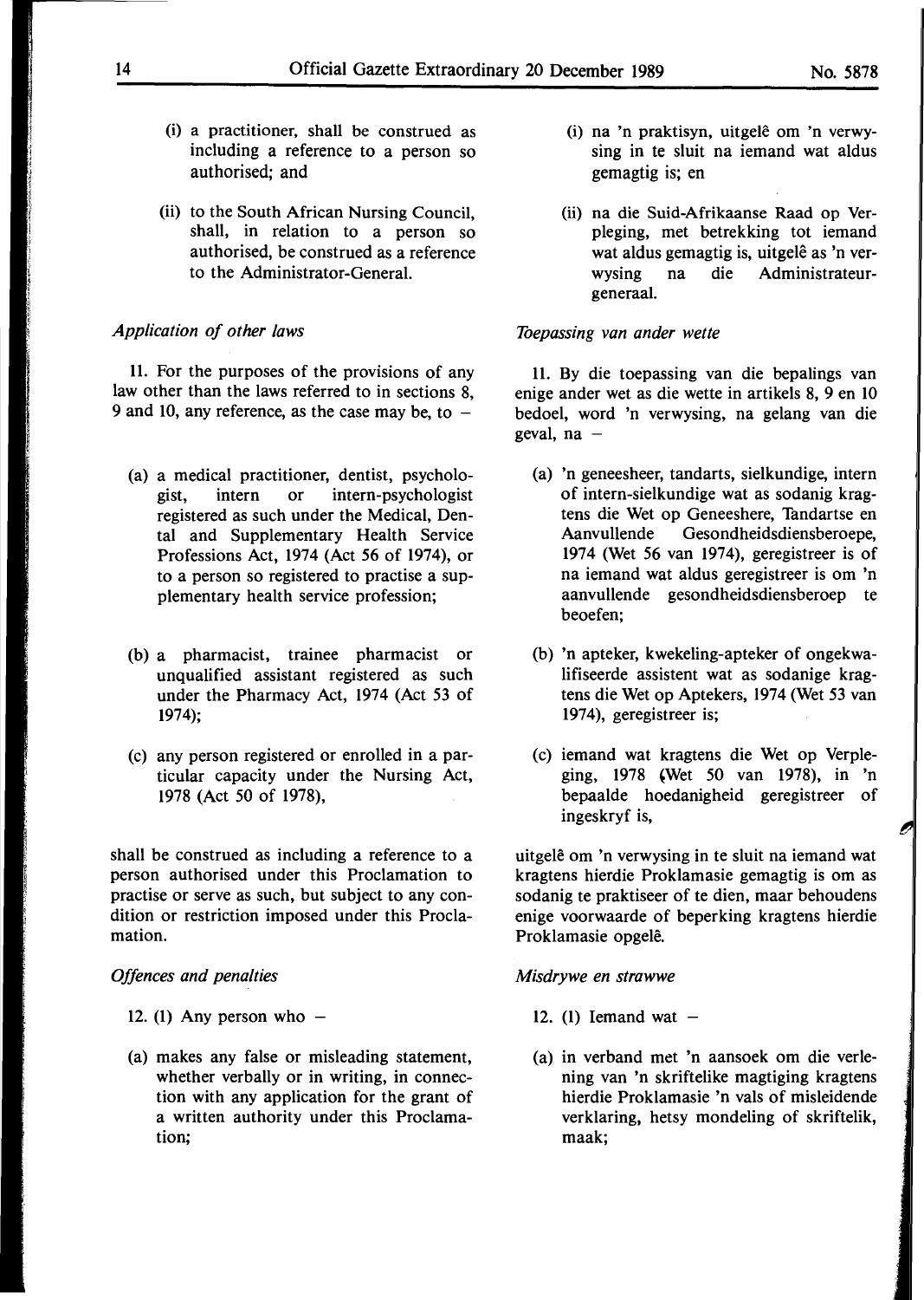(i) a practitioner, shall be construed as including a reference to a person so authorised; and

(ii) to the South African Nursing Council, shall, in relation to a person so authorised, be construed as a reference to the Administrator-General.

*Application of other laws*

11. For the purposes of the provisions of any law other than the laws referred to in sections 8, 9 and 10, any reference, as the case may be, to –

(a) a medical practitioner, dentist, psychologist, intern or intern-psychologist registered as such under the Medical, Dental and Supplementary Health Service Professions Act, 1974 (Act 56 of 1974), or to a person so registered to practise a supplementary health service profession;

(b) a pharmacist, trainee pharmacist or unqualified assistant registered as such under the Pharmacy Act, 1974 (Act 53 of 1974);

(c) any person registered or enrolled in a particular capacity under the Nursing Act, 1978 (Act 50 of 1978),

shall be construed as including a reference to a person authorised under this Proclamation to practise or serve as such, but subject to any condition or restriction imposed under this Proclamation.

*Offences and penalties*

12. (1) Any person who –

(a) makes any false or misleading statement, whether verbally or in writing, in connection with any application for the grant of a written authority under this Proclamation;

(i) na 'n praktisyn, uitgelê om 'n verwysing in te sluit na iemand wat aldus gemagtig is; en

(ii) na die Suid-Afrikaanse Raad op Verpleging, met betrekking tot iemand wat aldus gemagtig is, uitgelê as 'n verwysing na die Administrateur-generaal.

*Toepassing van ander wette*

11. By die toepassing van die bepalings van enige ander wet as die wette in artikels 8, 9 en 10 bedoel, word 'n verwysing, na gelang van die geval, na –

(a) 'n geneesheer, tandarts, sielkundige, intern of intern-sielkundige wat as sodanig kragtens die Wet op Geneeshere, Tandartse en Aanvullende Gesondheidsdiensberoepe, 1974 (Wet 56 van 1974), geregistreer is of na iemand wat aldus geregistreer is om 'n aanvullende gesondheidsdiensberoep te beoefen;

(b) 'n apteker, kwekeling-apteker of ongekwalifiseerde assistent wat as sodanige kragtens die Wet op Aptekers, 1974 (Wet 53 van 1974), geregistreer is;

(c) iemand wat kragtens die Wet op Verpleging, 1978 (Wet 50 van 1978), in 'n bepaalde hoedanigheid geregistreer of ingeskryf is,

uitgelê om 'n verwysing in te sluit na iemand wat kragtens hierdie Proklamasie gemagtig is om as sodanig te praktiseer of te dien, maar behoudens enige voorwaarde of beperking kragtens hierdie Proklamasie opgelê.

*Misdrywe en strawwe*

12. (1) Iemand wat –

(a) in verband met 'n aansoek om die verlening van 'n skriftelike magtiging kragtens hierdie Proklamasie 'n vals of misleidende verklaring, hetsy mondeling of skriftelik, maak;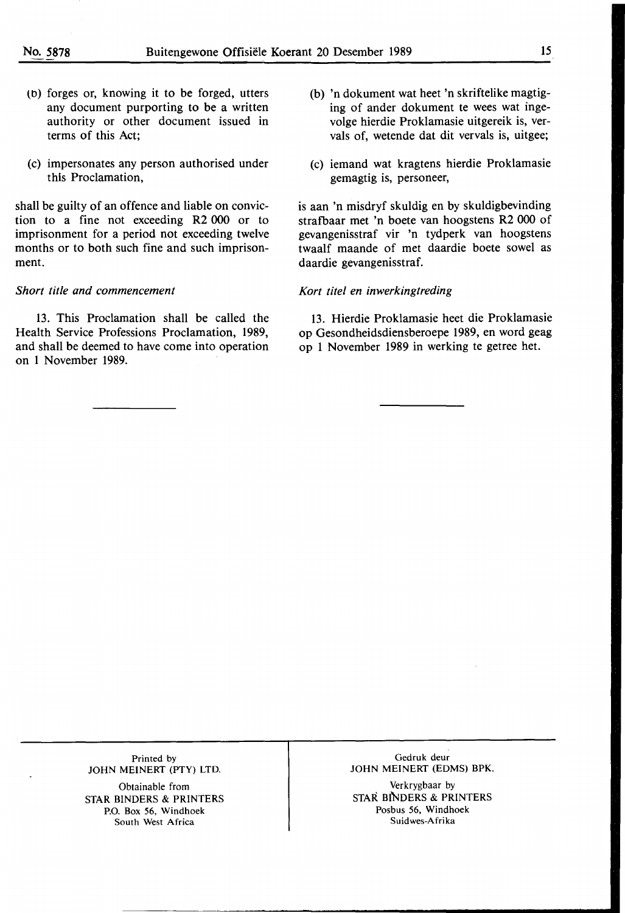(b) forges or, knowing it to be forged, utters any document purporting to be a written authority or other document issued in terms of this Act;

(c) impersonates any person authorised under this Proclamation,

shall be guilty of an offence and liable on conviction to a fine not exceeding R2 000 or to imprisonment for a period not exceeding twelve months or to both such fine and such imprisonment.

*Short title and commencement*

13. This Proclamation shall be called the Health Service Professions Proclamation, 1989, and shall be deemed to have come into operation on 1 November 1989.

---

(b) 'n dokument wat heet 'n skriftelike magtiging of ander dokument te wees wat ingevolge hierdie Proklamasie uitgereik is, vervals of, wetende dat dit vervals is, uitgee;

(c) iemand wat kragtens hierdie Proklamasie gemagtig is, personeer,

is aan 'n misdryf skuldig en by skuldigbevinding strafbaar met 'n boete van hoogstens R2 000 of gevangenisstraf vir 'n tydperk van hoogstens twaalf maande of met daardie boete sowel as daardie gevangenisstraf.

*Kort titel en inwerkingtreding*

13. Hierdie Proklamasie heet die Proklamasie op Gesondheidsdiensberoepe 1989, en word geag op 1 November 1989 in werking te getree het.

---

Printed by
JOHN MEINERT (PTY) LTD.
Obtainable from
STAR BINDERS & PRINTERS
P.O. Box 56, Windhoek
South West Africa

Gedruk deur
JOHN MEINERT (EDMS) BPK.
Verkrygbaar by
STAR BINDERS & PRINTERS
Posbus 56, Windhoek
Suidwes-Afrika